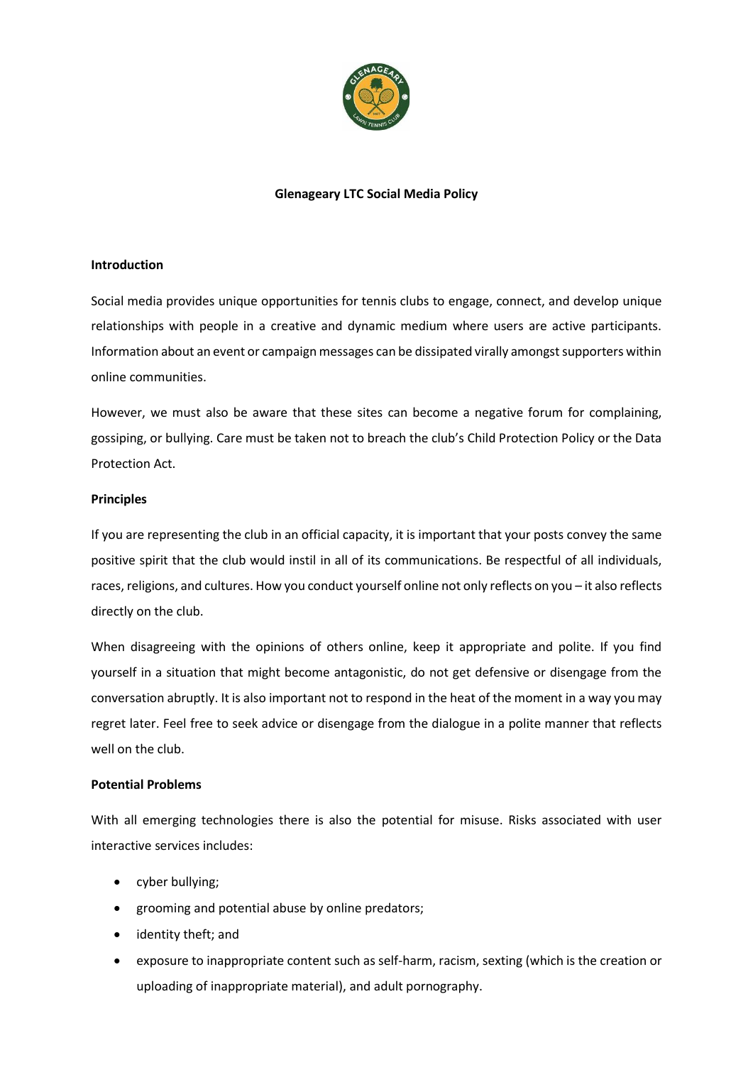# Glenageary LTC Social Media Policy

## Introduction

Social media provides unique opportunities for tennis clubs to engage, connect, and develop unique relationships with people in a creative and dynamic medium where users are active participants. Information about an event or campaign messages can be dissipated virally amongst supporters within online communities.

However, we must also be aware that these sites can become a negative forum for complaining, gossiping, or bullying. Care must be taken not to breach the club's Child Protection Policy or the Data Protection Act.

## Principles

If you are representing the club in an official capacity, it is important that your posts convey the same positive spirit that the club would instil in all of its communications. Be respectful of all individuals, races, religions, and cultures. How you conduct yourself online not only reflects on you – it also reflects directly on the club.

When disagreeing with the opinions of others online, keep it appropriate and polite. If you find yourself in a situation that might become antagonistic, do not get defensive or disengage from the conversation abruptly. It is also important not to respond in the heat of the moment in a way you may regret later. Feel free to seek advice or disengage from the dialogue in a polite manner that reflects well on the club.

## Potential Problems

With all emerging technologies there is also the potential for misuse. Risks associated with user interactive services includes:

- cyber bullying;
- grooming and potential abuse by online predators;
- identity theft; and
- exposure to inappropriate content such as self-harm, racism, sexting (which is the creation or uploading of inappropriate material), and adult pornography.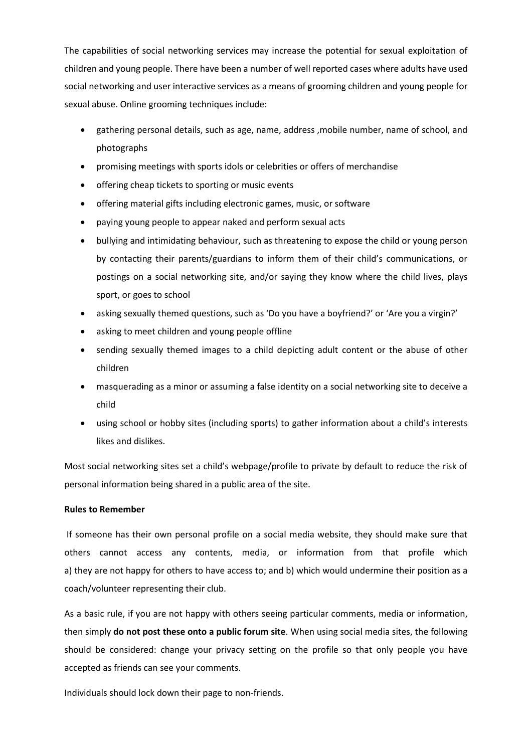The capabilities of social networking services may increase the potential for sexual exploitation of children and young people. There have been a number of well reported cases where adults have used social networking and user interactive services as a means of grooming children and young people for sexual abuse. Online grooming techniques include:

- gathering personal details, such as age, name, address ,mobile number, name of school, and photographs
- promising meetings with sports idols or celebrities or offers of merchandise
- offering cheap tickets to sporting or music events
- offering material gifts including electronic games, music, or software
- paying young people to appear naked and perform sexual acts
- bullying and intimidating behaviour, such as threatening to expose the child or young person by contacting their parents/guardians to inform them of their child's communications, or postings on a social networking site, and/or saying they know where the child lives, plays sport, or goes to school
- asking sexually themed questions, such as 'Do you have a boyfriend?' or 'Are you a virgin?'
- asking to meet children and young people offline
- sending sexually themed images to a child depicting adult content or the abuse of other children
- masquerading as a minor or assuming a false identity on a social networking site to deceive a child
- using school or hobby sites (including sports) to gather information about a child's interests likes and dislikes.

Most social networking sites set a child's webpage/profile to private by default to reduce the risk of personal information being shared in a public area of the site.

**Rules to Remember**

If someone has their own personal profile on a social media website, they should make sure that others cannot access any contents, media, or information from that profile which a) they are not happy for others to have access to; and b) which would undermine their position as a coach/volunteer representing their club.

As a basic rule, if you are not happy with others seeing particular comments, media or information, then simply **do not post these onto a public forum site**. When using social media sites, the following should be considered: change your privacy setting on the profile so that only people you have accepted as friends can see your comments.

Individuals should lock down their page to non-friends.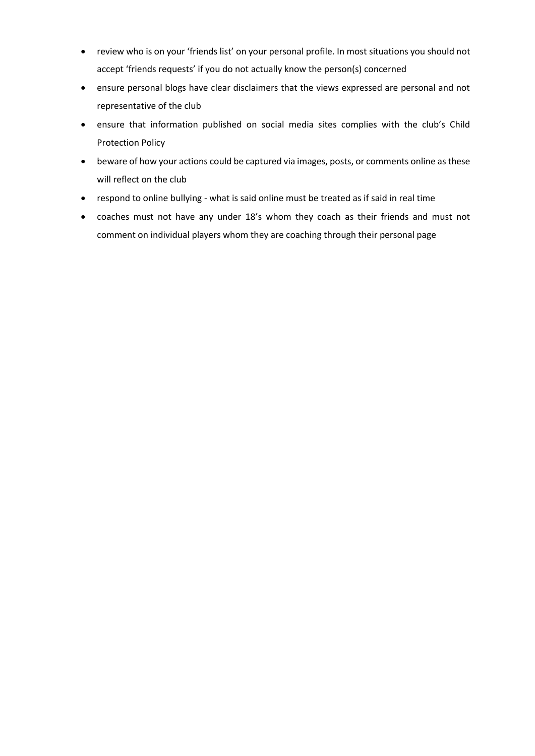- review who is on your 'friends list' on your personal profile. In most situations you should not accept 'friends requests' if you do not actually know the person(s) concerned
- ensure personal blogs have clear disclaimers that the views expressed are personal and not representative of the club
- ensure that information published on social media sites complies with the club's Child Protection Policy
- beware of how your actions could be captured via images, posts, or comments online as these will reflect on the club
- respond to online bullying - what is said online must be treated as if said in real time
- coaches must not have any under 18's whom they coach as their friends and must not comment on individual players whom they are coaching through their personal page